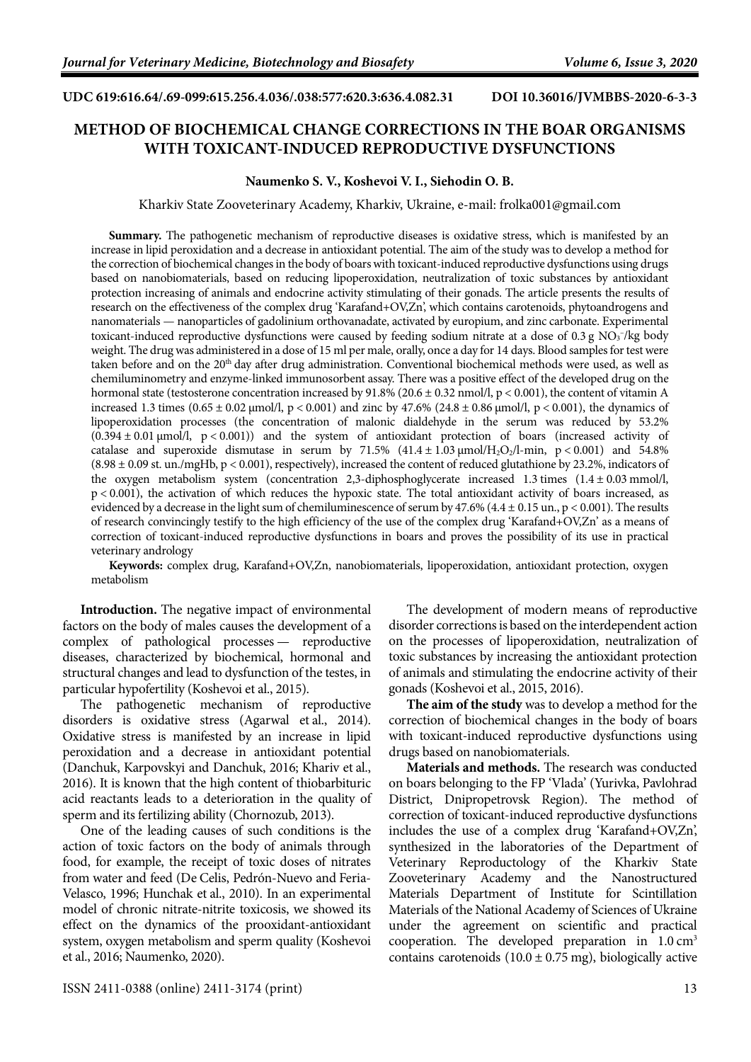UDC 619:616.64/.69-099:615.256.4.036/.038:577:620.3:636.4.082.31

DOI 10.36016/JVMBBS-2020-6-3-3

# METHOD OF BIOCHEMICAL CHANGE CORRECTIONS IN THE BOAR ORGANISMS WITH TOXICANT-INDUCED REPRODUCTIVE DYSFUNCTIONS

**Naumenko S. V., Koshevoi V. I., Siehodin O. B.**

Kharkiv State Zooveterinary Academy, Kharkiv, Ukraine, e-mail: frolka001@gmail.com

**Summary.** The pathogenetic mechanism of reproductive diseases is oxidative stress, which is manifested by an increase in lipid peroxidation and a decrease in antioxidant potential. The aim of the study was to develop a method for the correction of biochemical changes in the body of boars with toxicant-induced reproductive dysfunctions using drugs based on nanobiomaterials, based on reducing lipoperoxidation, neutralization of toxic substances by antioxidant protection increasing of animals and endocrine activity stimulating of their gonads. The article presents the results of research on the effectiveness of the complex drug 'Karafand+OV,Zn', which contains carotenoids, phytoandrogens and nanomaterials — nanoparticles of gadolinium orthovanadate, activated by europium, and zinc carbonate. Experimental toxicant-induced reproductive dysfunctions were caused by feeding sodium nitrate at a dose of 0.3 g $NO_3^-$/kg body weight. The drug was administered in a dose of 15 ml per male, orally, once a day for 14 days. Blood samples for test were taken before and on the 20th day after drug administration. Conventional biochemical methods were used, as well as chemiluminometry and enzyme-linked immunosorbent assay. There was a positive effect of the developed drug on the hormonal state (testosterone concentration increased by 91.8% (20.6 ± 0.32 nmol/l, $p < 0.001$), the content of vitamin A increased 1.3 times (0.65 ± 0.02 μmol/l, $p < 0.001$) and zinc by 47.6% (24.8 ± 0.86 μmol/l, $p < 0.001$), the dynamics of lipoperoxidation processes (the concentration of malonic dialdehyde in the serum was reduced by 53.2% (0.394 ± 0.01 μmol/l, $p < 0.001$)) and the system of antioxidant protection of boars (increased activity of catalase and superoxide dismutase in serum by 71.5% (41.4 ± 1.03 μmol/$H_2O_2$/l-min, $p < 0.001$) and 54.8% (8.98 ± 0.09 st. un./mgHb, $p < 0.001$), respectively), increased the content of reduced glutathione by 23.2%, indicators of the oxygen metabolism system (concentration 2,3-diphosphoglycerate increased 1.3 times (1.4 ± 0.03 mmol/l, $p < 0.001$), the activation of which reduces the hypoxic state. The total antioxidant activity of boars increased, as evidenced by a decrease in the light sum of chemiluminescence of serum by 47.6% (4.4 ± 0.15 un., $p < 0.001$). The results of research convincingly testify to the high efficiency of the use of the complex drug 'Karafand+OV,Zn' as a means of correction of toxicant-induced reproductive dysfunctions in boars and proves the possibility of its use in practical veterinary andrology

**Keywords:** complex drug, Karafand+OV,Zn, nanobiomaterials, lipoperoxidation, antioxidant protection, oxygen metabolism

**Introduction.** The negative impact of environmental factors on the body of males causes the development of a complex of pathological processes — reproductive diseases, characterized by biochemical, hormonal and structural changes and lead to dysfunction of the testes, in particular hypofertility (Koshevoi et al., 2015).

The pathogenetic mechanism of reproductive disorders is oxidative stress (Agarwal et al., 2014). Oxidative stress is manifested by an increase in lipid peroxidation and a decrease in antioxidant potential (Danchuk, Karpovskyi and Danchuk, 2016; Khariv et al., 2016). It is known that the high content of thiobarbituric acid reactants leads to a deterioration in the quality of sperm and its fertilizing ability (Chornozub, 2013).

One of the leading causes of such conditions is the action of toxic factors on the body of animals through food, for example, the receipt of toxic doses of nitrates from water and feed (De Celis, Pedrón-Nuevo and Feria-Velasco, 1996; Hunchak et al., 2010). In an experimental model of chronic nitrate-nitrite toxicosis, we showed its effect on the dynamics of the prooxidant-antioxidant system, oxygen metabolism and sperm quality (Koshevoi et al., 2016; Naumenko, 2020).

The development of modern means of reproductive disorder corrections is based on the interdependent action on the processes of lipoperoxidation, neutralization of toxic substances by increasing the antioxidant protection of animals and stimulating the endocrine activity of their gonads (Koshevoi et al., 2015, 2016).

**The aim of the study** was to develop a method for the correction of biochemical changes in the body of boars with toxicant-induced reproductive dysfunctions using drugs based on nanobiomaterials.

**Materials and methods.** The research was conducted on boars belonging to the FP 'Vlada' (Yurivka, Pavlohrad District, Dnipropetrovsk Region). The method of correction of toxicant-induced reproductive dysfunctions includes the use of a complex drug 'Karafand+OV,Zn', synthesized in the laboratories of the Department of Veterinary Reproductology of the Kharkiv State Zooveterinary Academy and the Nanostructured Materials Department of Institute for Scintillation Materials of the National Academy of Sciences of Ukraine under the agreement on scientific and practical cooperation. The developed preparation in 1.0 $cm^3$ contains carotenoids (10.0 ± 0.75 mg), biologically active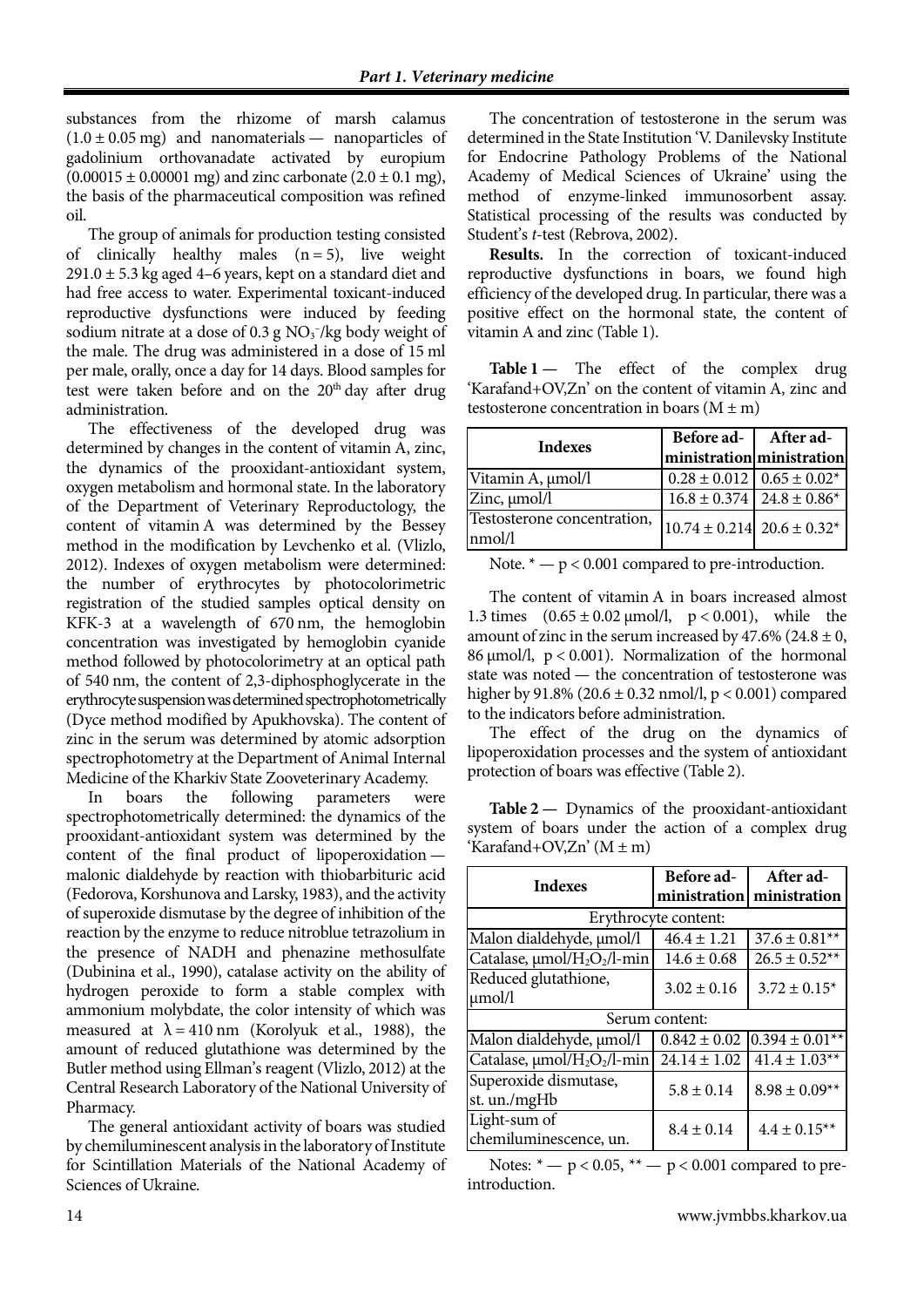substances from the rhizome of marsh calamus (1.0 ± 0.05 mg) and nanomaterials — nanoparticles of gadolinium orthovanadate activated by europium (0.00015 ± 0.00001 mg) and zinc carbonate (2.0 ± 0.1 mg), the basis of the pharmaceutical composition was refined oil.

The group of animals for production testing consisted of clinically healthy males (n = 5), live weight 291.0 ± 5.3 kg aged 4–6 years, kept on a standard diet and had free access to water. Experimental toxicant-induced reproductive dysfunctions were induced by feeding sodium nitrate at a dose of 0.3 g $NO_3^-$/kg body weight of the male. The drug was administered in a dose of 15 ml per male, orally, once a day for 14 days. Blood samples for test were taken before and on the 20th day after drug administration.

The effectiveness of the developed drug was determined by changes in the content of vitamin A, zinc, the dynamics of the prooxidant-antioxidant system, oxygen metabolism and hormonal state. In the laboratory of the Department of Veterinary Reproductology, the content of vitamin A was determined by the Bessey method in the modification by Levchenko et al. (Vlizlo, 2012). Indexes of oxygen metabolism were determined: the number of erythrocytes by photocolorimetric registration of the studied samples optical density on KFK-3 at a wavelength of 670 nm, the hemoglobin concentration was investigated by hemoglobin cyanide method followed by photocolorimetry at an optical path of 540 nm, the content of 2,3-diphosphoglycerate in the erythrocyte suspension was determined spectrophotometrically (Dyce method modified by Apukhovska). The content of zinc in the serum was determined by atomic adsorption spectrophotometry at the Department of Animal Internal Medicine of the Kharkiv State Zooveterinary Academy.

In boars the following parameters were spectrophotometrically determined: the dynamics of the prooxidant-antioxidant system was determined by the content of the final product of lipoperoxidation — malonic dialdehyde by reaction with thiobarbituric acid (Fedorova, Korshunova and Larsky, 1983), and the activity of superoxide dismutase by the degree of inhibition of the reaction by the enzyme to reduce nitroblue tetrazolium in the presence of NADH and phenazine methosulfate (Dubinina et al., 1990), catalase activity on the ability of hydrogen peroxide to form a stable complex with ammonium molybdate, the color intensity of which was measured at λ = 410 nm (Korolyuk et al., 1988), the amount of reduced glutathione was determined by the Butler method using Ellman's reagent (Vlizlo, 2012) at the Central Research Laboratory of the National University of Pharmacy.

The general antioxidant activity of boars was studied by chemiluminescent analysis in the laboratory of Institute for Scintillation Materials of the National Academy of Sciences of Ukraine.

The concentration of testosterone in the serum was determined in the State Institution 'V. Danilevsky Institute for Endocrine Pathology Problems of the National Academy of Medical Sciences of Ukraine' using the method of enzyme-linked immunosorbent assay. Statistical processing of the results was conducted by Student's *t*-test (Rebrova, 2002).

**Results.** In the correction of toxicant-induced reproductive dysfunctions in boars, we found high efficiency of the developed drug. In particular, there was a positive effect on the hormonal state, the content of vitamin A and zinc (Table 1).

**Table 1 —** The effect of the complex drug 'Karafand+OV,Zn' on the content of vitamin A, zinc and testosterone concentration in boars (M ± m)

| Indexes | Before administration | After administration |
|---|---|---|
| Vitamin A, μmol/l | 0.28 ± 0.012 | 0.65 ± 0.02* |
| Zinc, μmol/l | 16.8 ± 0.374 | 24.8 ± 0.86* |
| Testosterone concentration, nmol/l | 10.74 ± 0.214 | 20.6 ± 0.32* |

Note. * — $p < 0.001$ compared to pre-introduction.

The content of vitamin A in boars increased almost 1.3 times (0.65 ± 0.02 μmol/l, $p < 0.001$), while the amount of zinc in the serum increased by 47.6% (24.8 ± 0, 86 μmol/l, $p < 0.001$). Normalization of the hormonal state was noted — the concentration of testosterone was higher by 91.8% (20.6 ± 0.32 nmol/l, $p < 0.001$) compared to the indicators before administration.

The effect of the drug on the dynamics of lipoperoxidation processes and the system of antioxidant protection of boars was effective (Table 2).

**Table 2 —** Dynamics of the prooxidant-antioxidant system of boars under the action of a complex drug 'Karafand+OV,Zn' (M ± m)

| Indexes | Before administration | After administration |
|---|---|---|
| Erythrocyte content: | | |
| Malon dialdehyde, μmol/l | 46.4 ± 1.21 | 37.6 ± 0.81** |
| Catalase, μmol/$H_2O_2$/l-min | 14.6 ± 0.68 | 26.5 ± 0.52** |
| Reduced glutathione, μmol/l | 3.02 ± 0.16 | 3.72 ± 0.15* |
| Serum content: | | |
| Malon dialdehyde, μmol/l | 0.842 ± 0.02 | 0.394 ± 0.01** |
| Catalase, μmol/$H_2O_2$/l-min | 24.14 ± 1.02 | 41.4 ± 1.03** |
| Superoxide dismutase, st. un./mgHb | 5.8 ± 0.14 | 8.98 ± 0.09** |
| Light-sum of chemiluminescence, un. | 8.4 ± 0.14 | 4.4 ± 0.15** |

Notes: * — $p < 0.05$, ** — $p < 0.001$ compared to pre-introduction.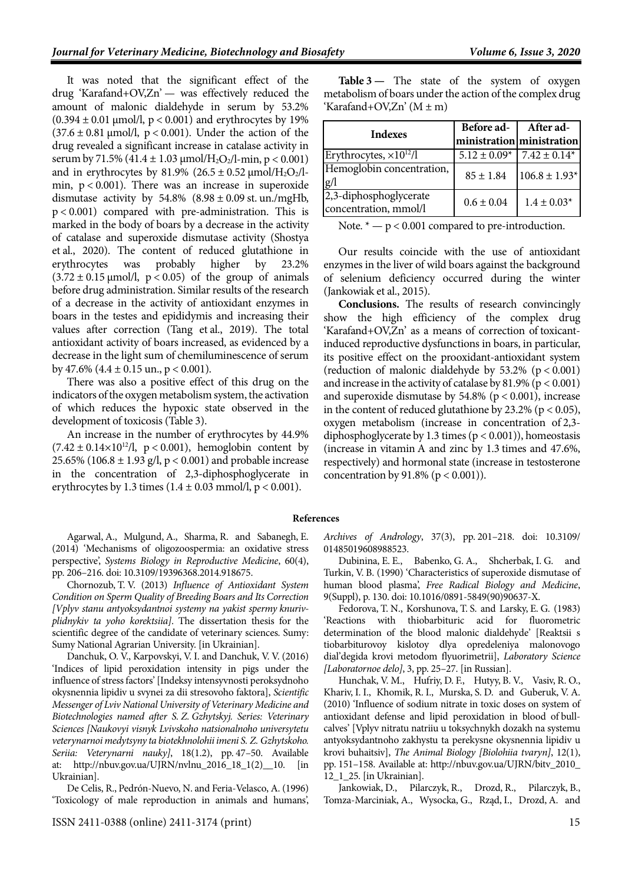It was noted that the significant effect of the drug 'Karafand+OV,Zn' — was effectively reduced the amount of malonic dialdehyde in serum by 53.2% ($0.394 \pm 0.01$ µmol/l, $p < 0.001$) and erythrocytes by 19% ($37.6 \pm 0.81$ µmol/l, $p < 0.001$). Under the action of the drug revealed a significant increase in catalase activity in serum by 71.5% ($41.4 \pm 1.03$ µmol/$H_2O_2$/l-min, $p < 0.001$) and in erythrocytes by 81.9% ($26.5 \pm 0.52$ µmol/$H_2O_2$/l-min, $p < 0.001$). There was an increase in superoxide dismutase activity by 54.8% ($8.98 \pm 0.09$ st. un./mgHb, $p < 0.001$) compared with pre-administration. This is marked in the body of boars by a decrease in the activity of catalase and superoxide dismutase activity (Shostya et al., 2020). The content of reduced glutathione in erythrocytes was probably higher by 23.2% ($3.72 \pm 0.15$ µmol/l, $p < 0.05$) of the group of animals before drug administration. Similar results of the research of a decrease in the activity of antioxidant enzymes in boars in the testes and epididymis and increasing their values after correction (Tang et al., 2019). The total antioxidant activity of boars increased, as evidenced by a decrease in the light sum of chemiluminescence of serum by 47.6% ($4.4 \pm 0.15$ un., $p < 0.001$).

There was also a positive effect of this drug on the indicators of the oxygen metabolism system, the activation of which reduces the hypoxic state observed in the development of toxicosis (Table 3).

An increase in the number of erythrocytes by 44.9% ($7.42 \pm 0.14 \times 10^{12}$/l, $p < 0.001$), hemoglobin content by 25.65% ($106.8 \pm 1.93$ g/l, $p < 0.001$) and probable increase in the concentration of 2,3-diphosphoglycerate in erythrocytes by 1.3 times ($1.4 \pm 0.03$ mmol/l, $p < 0.001$).

**Table 3 —** The state of the system of oxygen metabolism of boars under the action of the complex drug 'Karafand+OV,Zn' ($M \pm m$)

| Indexes | Before administration | After administration |
|---|---|---|
| Erythrocytes, $\times 10^{12}$/l | $5.12 \pm 0.09$* | $7.42 \pm 0.14$* |
| Hemoglobin concentration, g/l | $85 \pm 1.84$ | $106.8 \pm 1.93$* |
| 2,3-diphosphoglycerate concentration, mmol/l | $0.6 \pm 0.04$ | $1.4 \pm 0.03$* |

Note. * — $p < 0.001$ compared to pre-introduction.

Our results coincide with the use of antioxidant enzymes in the liver of wild boars against the background of selenium deficiency occurred during the winter (Jankowiak et al., 2015).

**Conclusions.** The results of research convincingly show the high efficiency of the complex drug 'Karafand+OV,Zn' as a means of correction of toxicant-induced reproductive dysfunctions in boars, in particular, its positive effect on the prooxidant-antioxidant system (reduction of malonic dialdehyde by 53.2% ($p < 0.001$) and increase in the activity of catalase by 81.9% ($p < 0.001$) and superoxide dismutase by 54.8% ($p < 0.001$), increase in the content of reduced glutathione by 23.2% ($p < 0.05$), oxygen metabolism (increase in concentration of 2,3-diphosphoglycerate by 1.3 times ($p < 0.001$)), homeostasis (increase in vitamin A and zinc by 1.3 times and 47.6%, respectively) and hormonal state (increase in testosterone concentration by 91.8% ($p < 0.001$)).

## References

Agarwal, A., Mulgund, A., Sharma, R. and Sabanegh, E. (2014) 'Mechanisms of oligozoospermia: an oxidative stress perspective', *Systems Biology in Reproductive Medicine*, 60(4), pp. 206–216. doi: 10.3109/19396368.2014.918675.

Chornozub, T. V. (2013) *Influence of Antioxidant System Condition on Sperm Quality of Breeding Boars and Its Correction [Vplyv stanu antyoksydantnoi systemy na yakist spermy knuriv-plidnykiv ta yoho korektsiia]*. The dissertation thesis for the scientific degree of the candidate of veterinary sciences. Sumy: Sumy National Agrarian University. [in Ukrainian].

Danchuk, O. V., Karpovskyi, V. I. and Danchuk, V. V. (2016) 'Indices of lipid peroxidation intensity in pigs under the influence of stress factors' [Indeksy intensyvnosti peroksydnoho okysnennia lipidiv u svynei za dii stresovoho faktora], *Scientific Messenger of Lviv National University of Veterinary Medicine and Biotechnologies named after S. Z. Gzhytskyj. Series: Veterinary Sciences [Naukovyi visnyk Lvivskoho natsionalnoho universytetu veterynarnoi medytsyny ta biotekhnolohii imeni S. Z. Gzhytskoho. Seriia: Veterynarni nauky]*, 18(1.2), pp. 47–50. Available at: http://nbuv.gov.ua/UJRN/nvlnu_2016_18_1(2)__10. [in Ukrainian].

De Celis, R., Pedrón-Nuevo, N. and Feria-Velasco, A. (1996) 'Toxicology of male reproduction in animals and humans', *Archives of Andrology*, 37(3), pp. 201–218. doi: 10.3109/01485019608988523.

Dubinina, E. E., Babenko, G. A., Shcherbak, I. G. and Turkin, V. B. (1990) 'Characteristics of superoxide dismutase of human blood plasma', *Free Radical Biology and Medicine*, 9(Suppl), p. 130. doi: 10.1016/0891-5849(90)90637-X.

Fedorova, T. N., Korshunova, T. S. and Larsky, E. G. (1983) 'Reactions with thiobarbituric acid for fluorometric determination of the blood malonic dialdehyde' [Reaktsii s tiobarbiturovoy kislotoy dlya opredeleniya malonovogo dial'degida krovi metodom flyuorimetrii], *Laboratory Science [Laboratornoe delo]*, 3, pp. 25–27. [in Russian].

Hunchak, V. M., Hufriy, D. F., Hutyy, B. V., Vasiv, R. O., Khariv, I. I., Khomik, R. I., Murska, S. D. and Guberuk, V. A. (2010) 'Influence of sodium nitrate in toxic doses on system of antioxidant defense and lipid peroxidation in blood of bull-calves' [Vplyv nitratu natriiu u toksychnykh dozakh na systemu antyoksydantnoho zakhystu ta perekysne okysnennia lipidiv u krovi buhaitsiv], *The Animal Biology [Biolohiia tvaryn]*, 12(1), pp. 151–158. Available at: http://nbuv.gov.ua/UJRN/bitv_2010_12_1_25. [in Ukrainian].

Jankowiak, D., Pilarczyk, R., Drozd, R., Pilarczyk, B., Tomza-Marciniak, A., Wysocka, G., Rząd, I., Drozd, A. and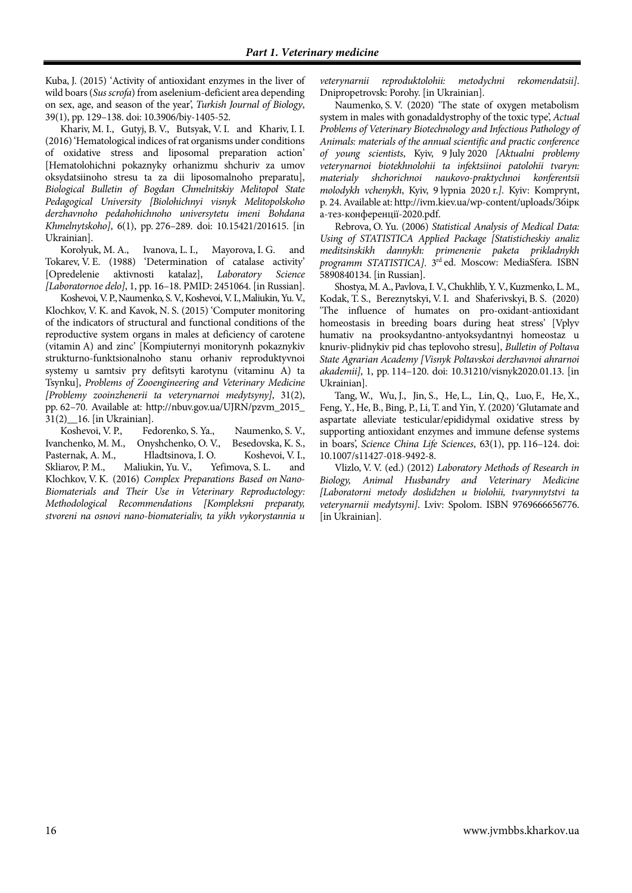Kuba, J. (2015) 'Activity of antioxidant enzymes in the liver of wild boars (*Sus scrofa*) from aselenium-deficient area depending on sex, age, and season of the year', *Turkish Journal of Biology*, 39(1), pp. 129–138. doi: 10.3906/biy-1405-52.

Khariv, M. I., Gutyj, B. V., Butsyak, V. I. and Khariv, I. I. (2016) 'Hematological indices of rat organisms under conditions of oxidative stress and liposomal preparation action' [Hematolohichni pokaznyky orhanizmu shchuriv za umov oksydatsiinoho stresu ta za dii liposomalnoho preparatu], *Biological Bulletin of Bogdan Chmelnitskiy Melitopol State Pedagogical University [Biolohichnyi visnyk Melitopolskoho derzhavnoho pedahohichnoho universytetu imeni Bohdana Khmelnytskoho]*, 6(1), pp. 276–289. doi: 10.15421/201615. [in Ukrainian].

Korolyuk, M. A., Ivanova, L. I., Mayorova, I. G. and Tokarev, V. E. (1988) 'Determination of catalase activity' [Opredelenie aktivnosti katalaz], *Laboratory Science [Laboratornoe delo]*, 1, pp. 16–18. PMID: 2451064. [in Russian].

Koshevoi, V. P., Naumenko, S. V., Koshevoi, V. I., Maliukin, Yu. V., Klochkov, V. K. and Kavok, N. S. (2015) 'Computer monitoring of the indicators of structural and functional conditions of the reproductive system organs in males at deficiency of carotene (vitamin A) and zinc' [Kompiuternyi monitorynh pokaznykiv strukturno-funktsionalnoho stanu orhaniv reproduktyvnoi systemy u samtsiv pry defitsyti karotynu (vitaminu A) ta Tsynku], *Problems of Zooengineering and Veterinary Medicine [Problemy zooinzhenerii ta veterynarnoi medytsyny]*, 31(2), pp. 62–70. Available at: http://nbuv.gov.ua/UJRN/pzvm_2015_31(2)__16. [in Ukrainian].

Koshevoi, V. P., Fedorenko, S. Ya., Naumenko, S. V., Ivanchenko, M. M., Onyshchenko, O. V., Besedovska, K. S., Pasternak, A. M., Hladtsinova, I. O. Koshevoi, V. I., Skliarov, P. M., Maliukin, Yu. V., Yefimova, S. L. and Klochkov, V. K. (2016) *Complex Preparations Based on Nano-Biomaterials and Their Use in Veterinary Reproductology: Methodological Recommendations [Kompleksni preparaty, stvoreni na osnovi nano-biomaterialiv, ta yikh vykorystannia u veterynarnii reproduktolohii: metodychni rekomendatsii]*. Dnipropetrovsk: Porohy. [in Ukrainian].

Naumenko, S. V. (2020) 'The state of oxygen metabolism system in males with gonadaldystrophy of the toxic type', *Actual Problems of Veterinary Biotechnology and Infectious Pathology of Animals: materials of the annual scientific and practic conference of young scientists*, Kyiv, 9 July 2020 *[Aktualni problemy veterynarnoi biotekhnolohii ta infektsiinoi patolohii tvaryn: materialy shchorichnoi naukovo-praktychnoi konferentsii molodykh vchenykh*, Kyiv, 9 lypnia 2020 r.*]*. Kyiv: Komprynt, p. 24. Available at: http://ivm.kiev.ua/wp-content/uploads/Збірка-тез-конференції-2020.pdf.

Rebrova, O. Yu. (2006) *Statistical Analysis of Medical Data: Using of STATISTICA Applied Package [Statisticheskiy analiz meditsinskikh dannykh: primenenie paketa prikladnykh programm STATISTICA]*. 3rd ed. Moscow: MediaSfera. ISBN 5890840134. [in Russian].

Shostya, M. A., Pavlova, I. V., Chukhlib, Y. V., Kuzmenko, L. M., Kodak, T. S., Bereznytskyi, V. I. and Shaferivskyi, B. S. (2020) 'The influence of humates on pro-oxidant-antioxidant homeostasis in breeding boars during heat stress' [Vplyv humativ na prooksydantno-antyoksydantnyi homeostaz u knuriv-plidnykiv pid chas teplovoho stresu], *Bulletin of Poltava State Agrarian Academy [Visnyk Poltavskoi derzhavnoi ahrarnoi akademii]*, 1, pp. 114–120. doi: 10.31210/visnyk2020.01.13. [in Ukrainian].

Tang, W., Wu, J., Jin, S., He, L., Lin, Q., Luo, F., He, X., Feng, Y., He, B., Bing, P., Li, T. and Yin, Y. (2020) 'Glutamate and aspartate alleviate testicular/epididymal oxidative stress by supporting antioxidant enzymes and immune defense systems in boars', *Science China Life Sciences*, 63(1), pp. 116–124. doi: 10.1007/s11427-018-9492-8.

Vlizlo, V. V. (ed.) (2012) *Laboratory Methods of Research in Biology, Animal Husbandry and Veterinary Medicine [Laboratorni metody doslidzhen u biolohii, tvarynnytstvi ta veterynarnii medytsyni]*. Lviv: Spolom. ISBN 9769666656776. [in Ukrainian].